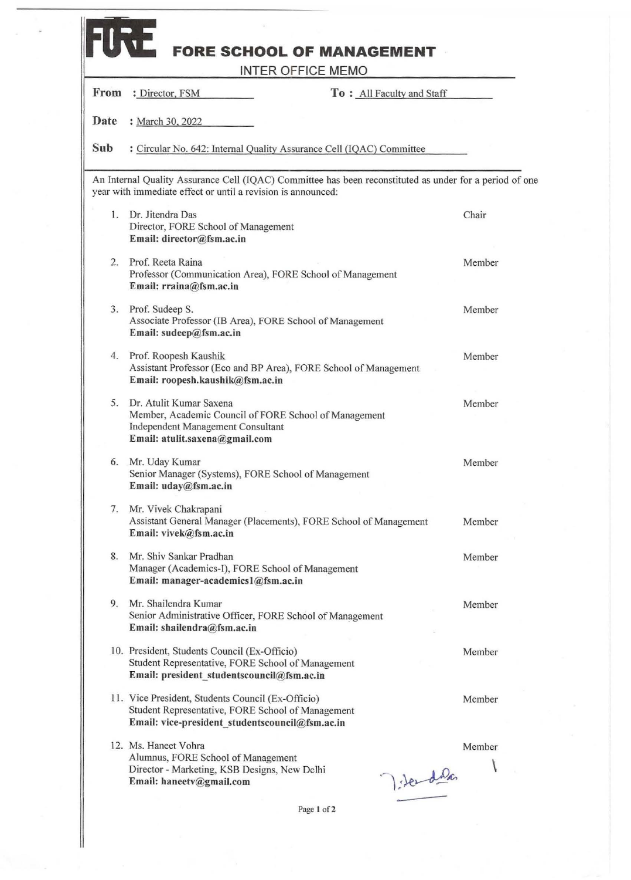# FORE SCHOOL OF MANAGEMENT

## INTER OFFICE MEMO

**From** : Director, FSM **To** : All Faculty and Staff

**Date** : March 30, 2022

**Sub** : Circular No. 642: Internal Quality Assurance Cell (IQAC) Committee

An Internal Quality Assurance Cell (IQAC) Committee has been reconstituted as under for a period of one year with immediate effect or until a revision is announced:

1. Dr. Jitendra Das — Chair
   Director, FORE School of Management
   **Email: director@fsm.ac.in**

2. Prof. Reeta Raina — Member
   Professor (Communication Area), FORE School of Management
   **Email: rraina@fsm.ac.in**

3. Prof. Sudeep S. — Member
   Associate Professor (IB Area), FORE School of Management
   **Email: sudeep@fsm.ac.in**

4. Prof. Roopesh Kaushik — Member
   Assistant Professor (Eco and BP Area), FORE School of Management
   **Email: roopesh.kaushik@fsm.ac.in**

5. Dr. Atulit Kumar Saxena — Member
   Member, Academic Council of FORE School of Management
   Independent Management Consultant
   **Email: atulit.saxena@gmail.com**

6. Mr. Uday Kumar — Member
   Senior Manager (Systems), FORE School of Management
   **Email: uday@fsm.ac.in**

7. Mr. Vivek Chakrapani — Member
   Assistant General Manager (Placements), FORE School of Management
   **Email: vivek@fsm.ac.in**

8. Mr. Shiv Sankar Pradhan — Member
   Manager (Academics-I), FORE School of Management
   **Email: manager-academics1@fsm.ac.in**

9. Mr. Shailendra Kumar — Member
   Senior Administrative Officer, FORE School of Management
   **Email: shailendra@fsm.ac.in**

10. President, Students Council (Ex-Officio) — Member
    Student Representative, FORE School of Management
    **Email: president_studentscouncil@fsm.ac.in**

11. Vice President, Students Council (Ex-Officio) — Member
    Student Representative, FORE School of Management
    **Email: vice-president_studentscouncil@fsm.ac.in**

12. Ms. Haneet Vohra — Member
    Alumnus, FORE School of Management
    Director - Marketing, KSB Designs, New Delhi
    **Email: haneetv@gmail.com**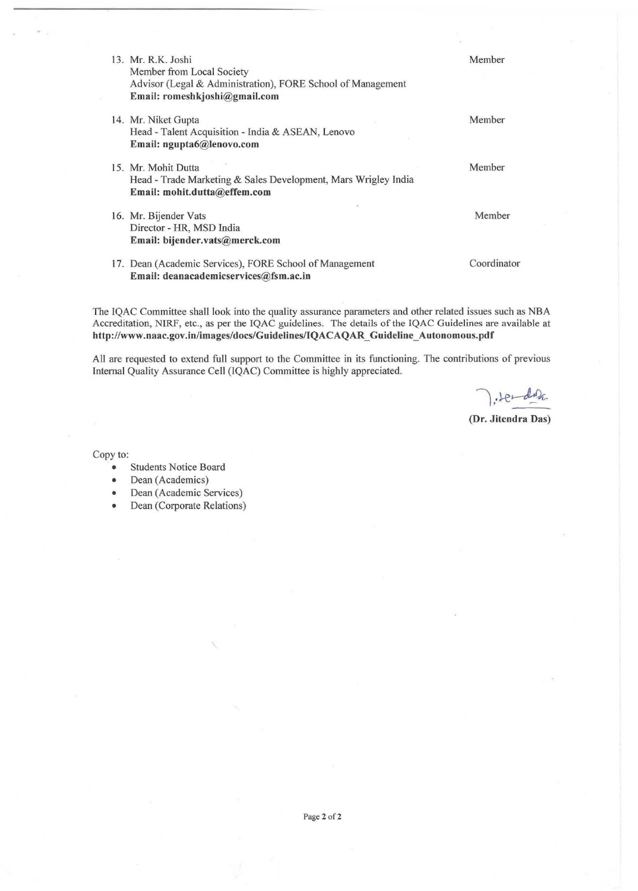13. Mr. R.K. Joshi — Member
    Member from Local Society
    Advisor (Legal & Administration), FORE School of Management
    **Email: romeshkjoshi@gmail.com**

14. Mr. Niket Gupta — Member
    Head - Talent Acquisition - India & ASEAN, Lenovo
    **Email: ngupta6@lenovo.com**

15. Mr. Mohit Dutta — Member
    Head - Trade Marketing & Sales Development, Mars Wrigley India
    **Email: mohit.dutta@effem.com**

16. Mr. Bijender Vats — Member
    Director - HR, MSD India
    **Email: bijender.vats@merck.com**

17. Dean (Academic Services), FORE School of Management — Coordinator
    **Email: deanacademicservices@fsm.ac.in**

The IQAC Committee shall look into the quality assurance parameters and other related issues such as NBA Accreditation, NIRF, etc., as per the IQAC guidelines. The details of the IQAC Guidelines are available at **http://www.naac.gov.in/images/docs/Guidelines/IQACAQAR_Guideline_Autonomous.pdf**

All are requested to extend full support to the Committee in its functioning. The contributions of previous Internal Quality Assurance Cell (IQAC) Committee is highly appreciated.

**(Dr. Jitendra Das)**

Copy to:

- Students Notice Board
- Dean (Academics)
- Dean (Academic Services)
- Dean (Corporate Relations)